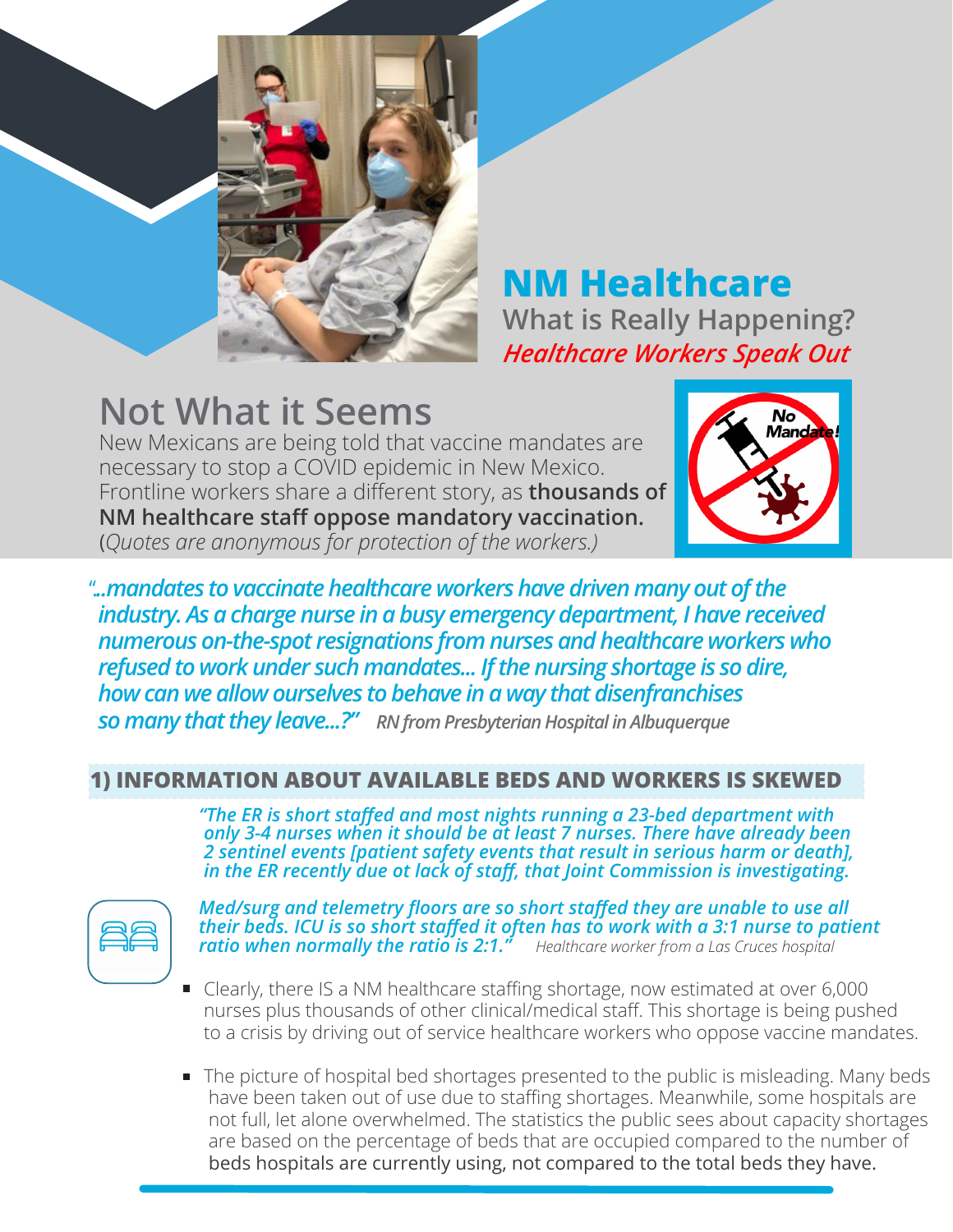# NM Healthcare

## What is Really Happening?

***Healthcare Workers Speak Out***

## Not What it Seems

New Mexicans are being told that vaccine mandates are necessary to stop a COVID epidemic in New Mexico. Frontline workers share a different story, as **thousands of NM healthcare staff oppose mandatory vaccination.** (*Quotes are anonymous for protection of the workers.)*

No Mandate!

***"...mandates to vaccinate healthcare workers have driven many out of the industry. As a charge nurse in a busy emergency department, I have received numerous on-the-spot resignations from nurses and healthcare workers who refused to work under such mandates... If the nursing shortage is so dire, how can we allow ourselves to behave in a way that disenfranchises so many that they leave...?"*** *RN from Presbyterian Hospital in Albuquerque*

## 1) INFORMATION ABOUT AVAILABLE BEDS AND WORKERS IS SKEWED

***"The ER is short staffed and most nights running a 23-bed department with only 3-4 nurses when it should be at least 7 nurses. There have already been 2 sentinel events [patient safety events that result in serious harm or death], in the ER recently due ot lack of staff, that Joint Commission is investigating.***

***Med/surg and telemetry floors are so short staffed they are unable to use all their beds. ICU is so short staffed it often has to work with a 3:1 nurse to patient ratio when normally the ratio is 2:1."*** *Healthcare worker from a Las Cruces hospital*

- Clearly, there IS a NM healthcare staffing shortage, now estimated at over 6,000 nurses plus thousands of other clinical/medical staff. This shortage is being pushed to a crisis by driving out of service healthcare workers who oppose vaccine mandates.
- The picture of hospital bed shortages presented to the public is misleading. Many beds have been taken out of use due to staffing shortages. Meanwhile, some hospitals are not full, let alone overwhelmed. The statistics the public sees about capacity shortages are based on the percentage of beds that are occupied compared to the number of beds hospitals are currently using, not compared to the total beds they have.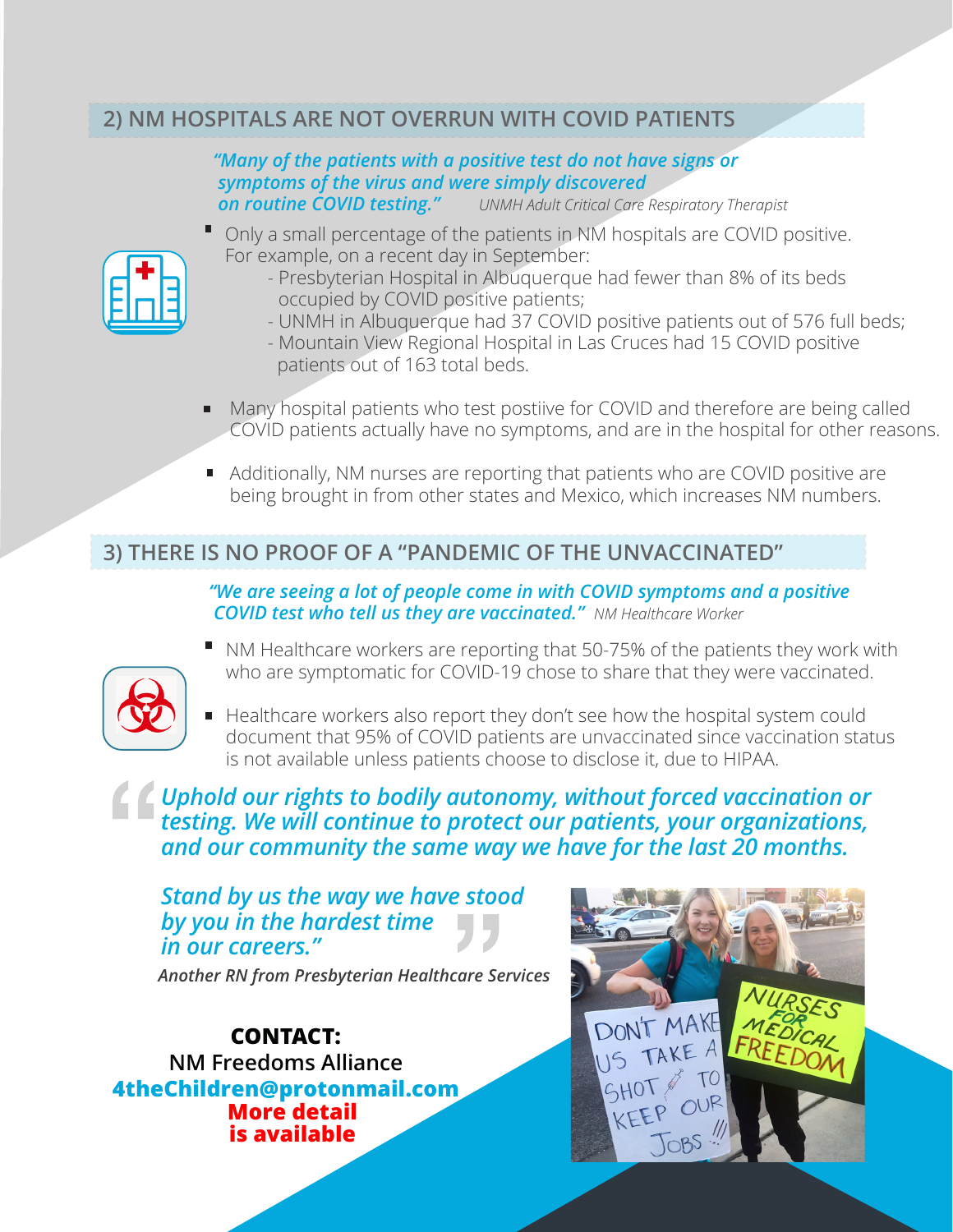## 2) NM HOSPITALS ARE NOT OVERRUN WITH COVID PATIENTS

*"Many of the patients with a positive test do not have signs or symptoms of the virus and were simply discovered on routine COVID testing."* *UNMH Adult Critical Care Respiratory Therapist*

- Only a small percentage of the patients in NM hospitals are COVID positive. For example, on a recent day in September:
  - Presbyterian Hospital in Albuquerque had fewer than 8% of its beds occupied by COVID positive patients;
  - UNMH in Albuquerque had 37 COVID positive patients out of 576 full beds;
  - Mountain View Regional Hospital in Las Cruces had 15 COVID positive patients out of 163 total beds.
- Many hospital patients who test postiive for COVID and therefore are being called COVID patients actually have no symptoms, and are in the hospital for other reasons.
- Additionally, NM nurses are reporting that patients who are COVID positive are being brought in from other states and Mexico, which increases NM numbers.

## 3) THERE IS NO PROOF OF A "PANDEMIC OF THE UNVACCINATED"

*"We are seeing a lot of people come in with COVID symptoms and a positive COVID test who tell us they are vaccinated."* *NM Healthcare Worker*

- NM Healthcare workers are reporting that 50-75% of the patients they work with who are symptomatic for COVID-19 chose to share that they were vaccinated.
- Healthcare workers also report they don't see how the hospital system could document that 95% of COVID patients are unvaccinated since vaccination status is not available unless patients choose to disclose it, due to HIPAA.

***"Uphold our rights to bodily autonomy, without forced vaccination or testing. We will continue to protect our patients, your organizations, and our community the same way we have for the last 20 months.***

***Stand by us the way we have stood by you in the hardest time in our careers."***

***Another RN from Presbyterian Healthcare Services***

**CONTACT:**
NM Freedoms Alliance
**4theChildren@protonmail.com**
**More detail is available**